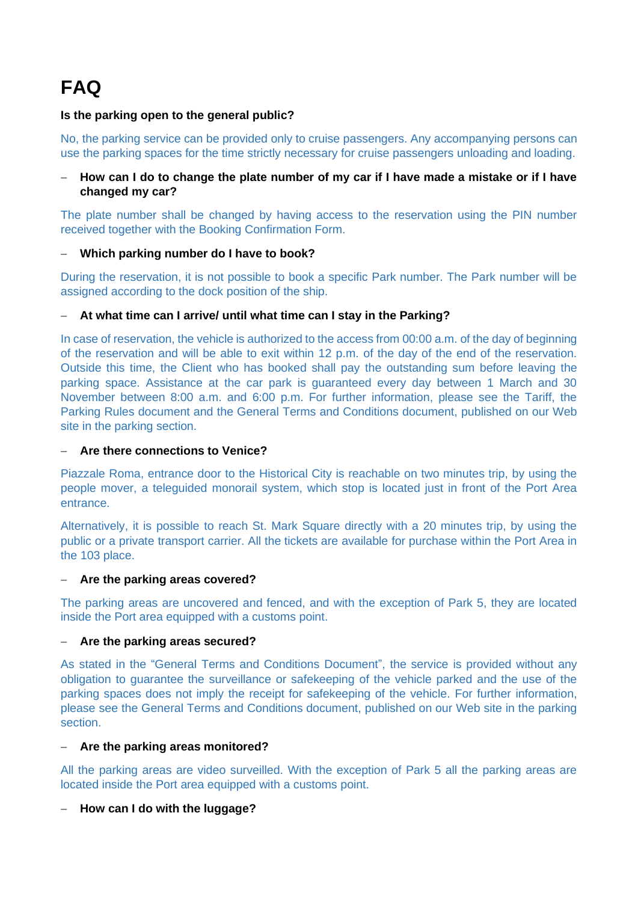# FAQ

**Is the parking open to the general public?**

No, the parking service can be provided only to cruise passengers. Any accompanying persons can use the parking spaces for the time strictly necessary for cruise passengers unloading and loading.

- **How can I do to change the plate number of my car if I have made a mistake or if I have changed my car?**

The plate number shall be changed by having access to the reservation using the PIN number received together with the Booking Confirmation Form.

- **Which parking number do I have to book?**

During the reservation, it is not possible to book a specific Park number. The Park number will be assigned according to the dock position of the ship.

- **At what time can I arrive/ until what time can I stay in the Parking?**

In case of reservation, the vehicle is authorized to the access from 00:00 a.m. of the day of beginning of the reservation and will be able to exit within 12 p.m. of the day of the end of the reservation. Outside this time, the Client who has booked shall pay the outstanding sum before leaving the parking space. Assistance at the car park is guaranteed every day between 1 March and 30 November between 8:00 a.m. and 6:00 p.m. For further information, please see the Tariff, the Parking Rules document and the General Terms and Conditions document, published on our Web site in the parking section.

- **Are there connections to Venice?**

Piazzale Roma, entrance door to the Historical City is reachable on two minutes trip, by using the people mover, a teleguided monorail system, which stop is located just in front of the Port Area entrance.

Alternatively, it is possible to reach St. Mark Square directly with a 20 minutes trip, by using the public or a private transport carrier. All the tickets are available for purchase within the Port Area in the 103 place.

- **Are the parking areas covered?**

The parking areas are uncovered and fenced, and with the exception of Park 5, they are located inside the Port area equipped with a customs point.

- **Are the parking areas secured?**

As stated in the "General Terms and Conditions Document", the service is provided without any obligation to guarantee the surveillance or safekeeping of the vehicle parked and the use of the parking spaces does not imply the receipt for safekeeping of the vehicle. For further information, please see the General Terms and Conditions document, published on our Web site in the parking section.

- **Are the parking areas monitored?**

All the parking areas are video surveilled. With the exception of Park 5 all the parking areas are located inside the Port area equipped with a customs point.

- **How can I do with the luggage?**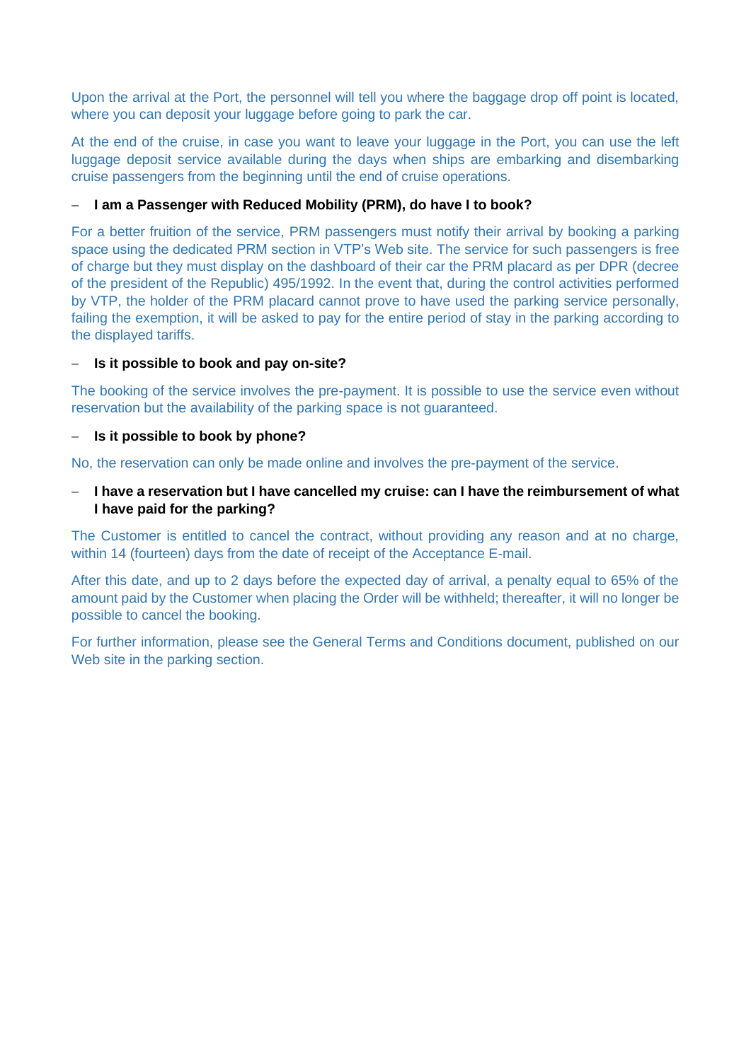Upon the arrival at the Port, the personnel will tell you where the baggage drop off point is located, where you can deposit your luggage before going to park the car.

At the end of the cruise, in case you want to leave your luggage in the Port, you can use the left luggage deposit service available during the days when ships are embarking and disembarking cruise passengers from the beginning until the end of cruise operations.

- **I am a Passenger with Reduced Mobility (PRM), do have I to book?**

For a better fruition of the service, PRM passengers must notify their arrival by booking a parking space using the dedicated PRM section in VTP's Web site. The service for such passengers is free of charge but they must display on the dashboard of their car the PRM placard as per DPR (decree of the president of the Republic) 495/1992. In the event that, during the control activities performed by VTP, the holder of the PRM placard cannot prove to have used the parking service personally, failing the exemption, it will be asked to pay for the entire period of stay in the parking according to the displayed tariffs.

- **Is it possible to book and pay on-site?**

The booking of the service involves the pre-payment. It is possible to use the service even without reservation but the availability of the parking space is not guaranteed.

- **Is it possible to book by phone?**

No, the reservation can only be made online and involves the pre-payment of the service.

- **I have a reservation but I have cancelled my cruise: can I have the reimbursement of what I have paid for the parking?**

The Customer is entitled to cancel the contract, without providing any reason and at no charge, within 14 (fourteen) days from the date of receipt of the Acceptance E-mail.

After this date, and up to 2 days before the expected day of arrival, a penalty equal to 65% of the amount paid by the Customer when placing the Order will be withheld; thereafter, it will no longer be possible to cancel the booking.

For further information, please see the General Terms and Conditions document, published on our Web site in the parking section.